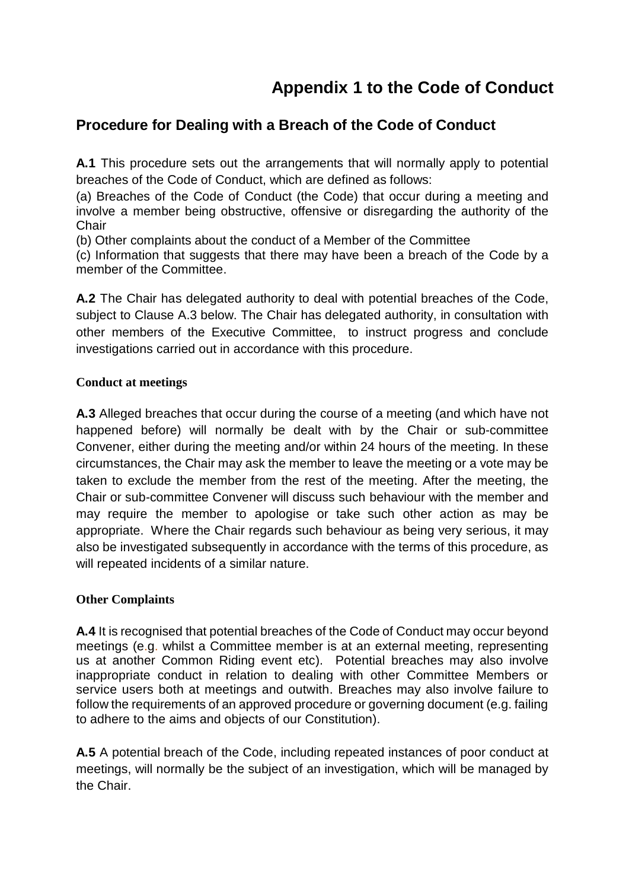# Appendix 1 to the Code of Conduct

## Procedure for Dealing with a Breach of the Code of Conduct

**A.1** This procedure sets out the arrangements that will normally apply to potential breaches of the Code of Conduct, which are defined as follows:

(a) Breaches of the Code of Conduct (the Code) that occur during a meeting and involve a member being obstructive, offensive or disregarding the authority of the Chair

(b) Other complaints about the conduct of a Member of the Committee

(c) Information that suggests that there may have been a breach of the Code by a member of the Committee.

**A.2** The Chair has delegated authority to deal with potential breaches of the Code, subject to Clause A.3 below. The Chair has delegated authority, in consultation with other members of the Executive Committee, to instruct progress and conclude investigations carried out in accordance with this procedure.

### Conduct at meetings

**A.3** Alleged breaches that occur during the course of a meeting (and which have not happened before) will normally be dealt with by the Chair or sub-committee Convener, either during the meeting and/or within 24 hours of the meeting. In these circumstances, the Chair may ask the member to leave the meeting or a vote may be taken to exclude the member from the rest of the meeting. After the meeting, the Chair or sub-committee Convener will discuss such behaviour with the member and may require the member to apologise or take such other action as may be appropriate. Where the Chair regards such behaviour as being very serious, it may also be investigated subsequently in accordance with the terms of this procedure, as will repeated incidents of a similar nature.

### Other Complaints

**A.4** It is recognised that potential breaches of the Code of Conduct may occur beyond meetings (e.g. whilst a Committee member is at an external meeting, representing us at another Common Riding event etc). Potential breaches may also involve inappropriate conduct in relation to dealing with other Committee Members or service users both at meetings and outwith. Breaches may also involve failure to follow the requirements of an approved procedure or governing document (e.g. failing to adhere to the aims and objects of our Constitution).

**A.5** A potential breach of the Code, including repeated instances of poor conduct at meetings, will normally be the subject of an investigation, which will be managed by the Chair.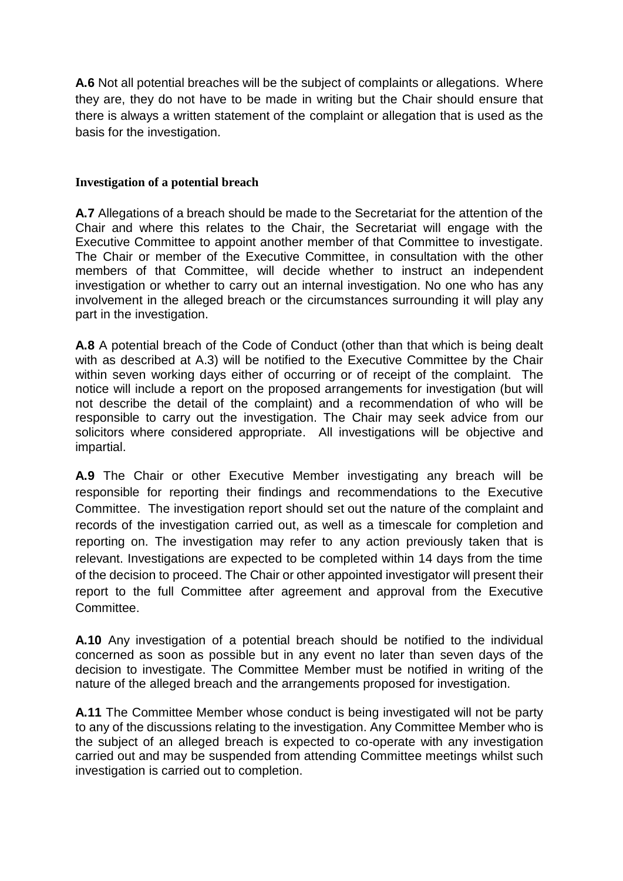**A.6** Not all potential breaches will be the subject of complaints or allegations. Where they are, they do not have to be made in writing but the Chair should ensure that there is always a written statement of the complaint or allegation that is used as the basis for the investigation.

### Investigation of a potential breach

**A.7** Allegations of a breach should be made to the Secretariat for the attention of the Chair and where this relates to the Chair, the Secretariat will engage with the Executive Committee to appoint another member of that Committee to investigate. The Chair or member of the Executive Committee, in consultation with the other members of that Committee, will decide whether to instruct an independent investigation or whether to carry out an internal investigation. No one who has any involvement in the alleged breach or the circumstances surrounding it will play any part in the investigation.

**A.8** A potential breach of the Code of Conduct (other than that which is being dealt with as described at A.3) will be notified to the Executive Committee by the Chair within seven working days either of occurring or of receipt of the complaint. The notice will include a report on the proposed arrangements for investigation (but will not describe the detail of the complaint) and a recommendation of who will be responsible to carry out the investigation. The Chair may seek advice from our solicitors where considered appropriate. All investigations will be objective and impartial.

**A.9** The Chair or other Executive Member investigating any breach will be responsible for reporting their findings and recommendations to the Executive Committee. The investigation report should set out the nature of the complaint and records of the investigation carried out, as well as a timescale for completion and reporting on. The investigation may refer to any action previously taken that is relevant. Investigations are expected to be completed within 14 days from the time of the decision to proceed. The Chair or other appointed investigator will present their report to the full Committee after agreement and approval from the Executive Committee.

**A.10** Any investigation of a potential breach should be notified to the individual concerned as soon as possible but in any event no later than seven days of the decision to investigate. The Committee Member must be notified in writing of the nature of the alleged breach and the arrangements proposed for investigation.

**A.11** The Committee Member whose conduct is being investigated will not be party to any of the discussions relating to the investigation. Any Committee Member who is the subject of an alleged breach is expected to co-operate with any investigation carried out and may be suspended from attending Committee meetings whilst such investigation is carried out to completion.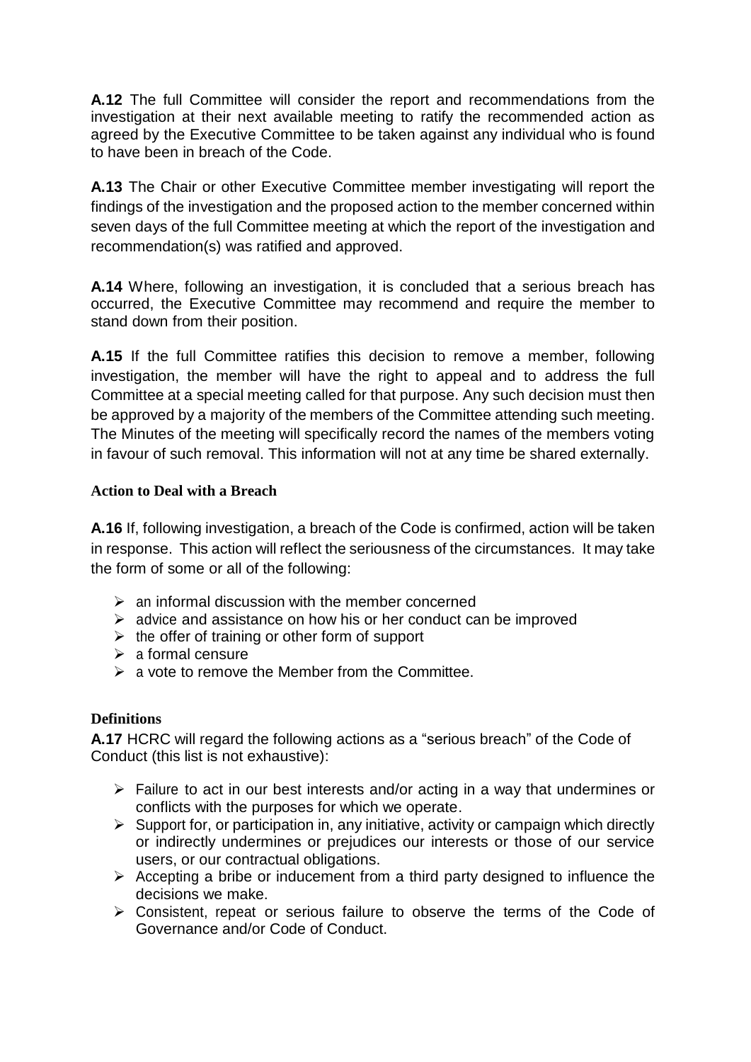**A.12** The full Committee will consider the report and recommendations from the investigation at their next available meeting to ratify the recommended action as agreed by the Executive Committee to be taken against any individual who is found to have been in breach of the Code.

**A.13** The Chair or other Executive Committee member investigating will report the findings of the investigation and the proposed action to the member concerned within seven days of the full Committee meeting at which the report of the investigation and recommendation(s) was ratified and approved.

**A.14** Where, following an investigation, it is concluded that a serious breach has occurred, the Executive Committee may recommend and require the member to stand down from their position.

**A.15** If the full Committee ratifies this decision to remove a member, following investigation, the member will have the right to appeal and to address the full Committee at a special meeting called for that purpose. Any such decision must then be approved by a majority of the members of the Committee attending such meeting. The Minutes of the meeting will specifically record the names of the members voting in favour of such removal. This information will not at any time be shared externally.

### Action to Deal with a Breach

**A.16** If, following investigation, a breach of the Code is confirmed, action will be taken in response. This action will reflect the seriousness of the circumstances. It may take the form of some or all of the following:

- an informal discussion with the member concerned
- advice and assistance on how his or her conduct can be improved
- the offer of training or other form of support
- a formal censure
- a vote to remove the Member from the Committee.

### Definitions

**A.17** HCRC will regard the following actions as a "serious breach" of the Code of Conduct (this list is not exhaustive):

- Failure to act in our best interests and/or acting in a way that undermines or conflicts with the purposes for which we operate.
- Support for, or participation in, any initiative, activity or campaign which directly or indirectly undermines or prejudices our interests or those of our service users, or our contractual obligations.
- Accepting a bribe or inducement from a third party designed to influence the decisions we make.
- Consistent, repeat or serious failure to observe the terms of the Code of Governance and/or Code of Conduct.